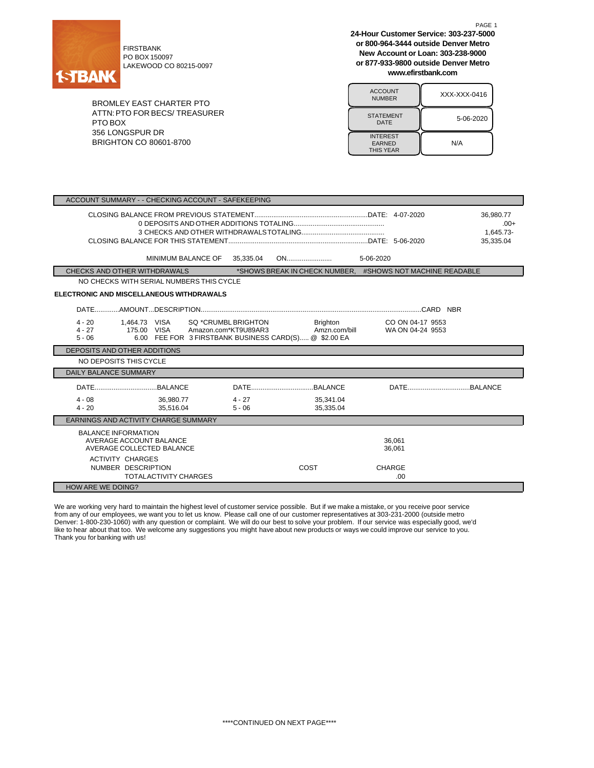FIRSTBANK
PO BOX 150097
LAKEWOOD CO 80215-0097

**24-Hour Customer Service: 303-237-5000**
**or 800-964-3444 outside Denver Metro**
**New Account or Loan: 303-238-9000**
**or 877-933-9800 outside Denver Metro**
**www.efirstbank.com**

BROMLEY EAST CHARTER PTO
ATTN: PTO FOR BECS/ TREASURER
PTO BOX
356 LONGSPUR DR
BRIGHTON CO 80601-8700

| | |
|---|---|
| ACCOUNT NUMBER | XXX-XXX-0416 |
| STATEMENT DATE | 5-06-2020 |
| INTEREST EARNED THIS YEAR | N/A |

## ACCOUNT SUMMARY - - CHECKING ACCOUNT - SAFEKEEPING

| | | |
|---|---|---|
| CLOSING BALANCE FROM PREVIOUS STATEMENT | DATE: 4-07-2020 | 36,980.77 |
| 0 DEPOSITS AND OTHER ADDITIONS TOTALING | | .00+ |
| 3 CHECKS AND OTHER WITHDRAWALS TOTALING | | 1,645.73- |
| CLOSING BALANCE FOR THIS STATEMENT | DATE: 5-06-2020 | 35,335.04 |

MINIMUM BALANCE OF 35,335.04 ON........................ 5-06-2020

## CHECKS AND OTHER WITHDRAWALS

*SHOWS BREAK IN CHECK NUMBER, #SHOWS NOT MACHINE READABLE

NO CHECKS WITH SERIAL NUMBERS THIS CYCLE

**ELECTRONIC AND MISCELLANEOUS WITHDRAWALS**

| DATE | AMOUNT | DESCRIPTION | | | CARD NBR |
|---|---|---|---|---|---|
| 4 - 20 | 1,464.73 | VISA SQ *CRUMBL BRIGHTON | Brighton | CO ON 04-17 | 9553 |
| 4 - 27 | 175.00 | VISA Amazon.com*KT9U89AR3 | Amzn.com/bill | WA ON 04-24 | 9553 |
| 5 - 06 | 6.00 | FEE FOR 3 FIRSTBANK BUSINESS CARD(S)..... @ $2.00 EA | | | |

## DEPOSITS AND OTHER ADDITIONS

NO DEPOSITS THIS CYCLE

## DAILY BALANCE SUMMARY

| DATE | BALANCE | DATE | BALANCE | DATE | BALANCE |
|---|---|---|---|---|---|
| 4 - 08 | 36,980.77 | 4 - 27 | 35,341.04 | | |
| 4 - 20 | 35,516.04 | 5 - 06 | 35,335.04 | | |

## EARNINGS AND ACTIVITY CHARGE SUMMARY

BALANCE INFORMATION

| | |
|---|---|
| AVERAGE ACCOUNT BALANCE | 36,061 |
| AVERAGE COLLECTED BALANCE | 36,061 |

ACTIVITY CHARGES

| NUMBER | DESCRIPTION | COST | CHARGE |
|---|---|---|---|
| | TOTAL ACTIVITY CHARGES | | .00 |

## HOW ARE WE DOING?

We are working very hard to maintain the highest level of customer service possible. But if we make a mistake, or you receive poor service from any of our employees, we want you to let us know. Please call one of our customer representatives at 303-231-2000 (outside metro Denver: 1-800-230-1060) with any question or complaint. We will do our best to solve your problem. If our service was especially good, we'd like to hear about that too. We welcome any suggestions you might have about new products or ways we could improve our service to you. Thank you for banking with us!

****CONTINUED ON NEXT PAGE****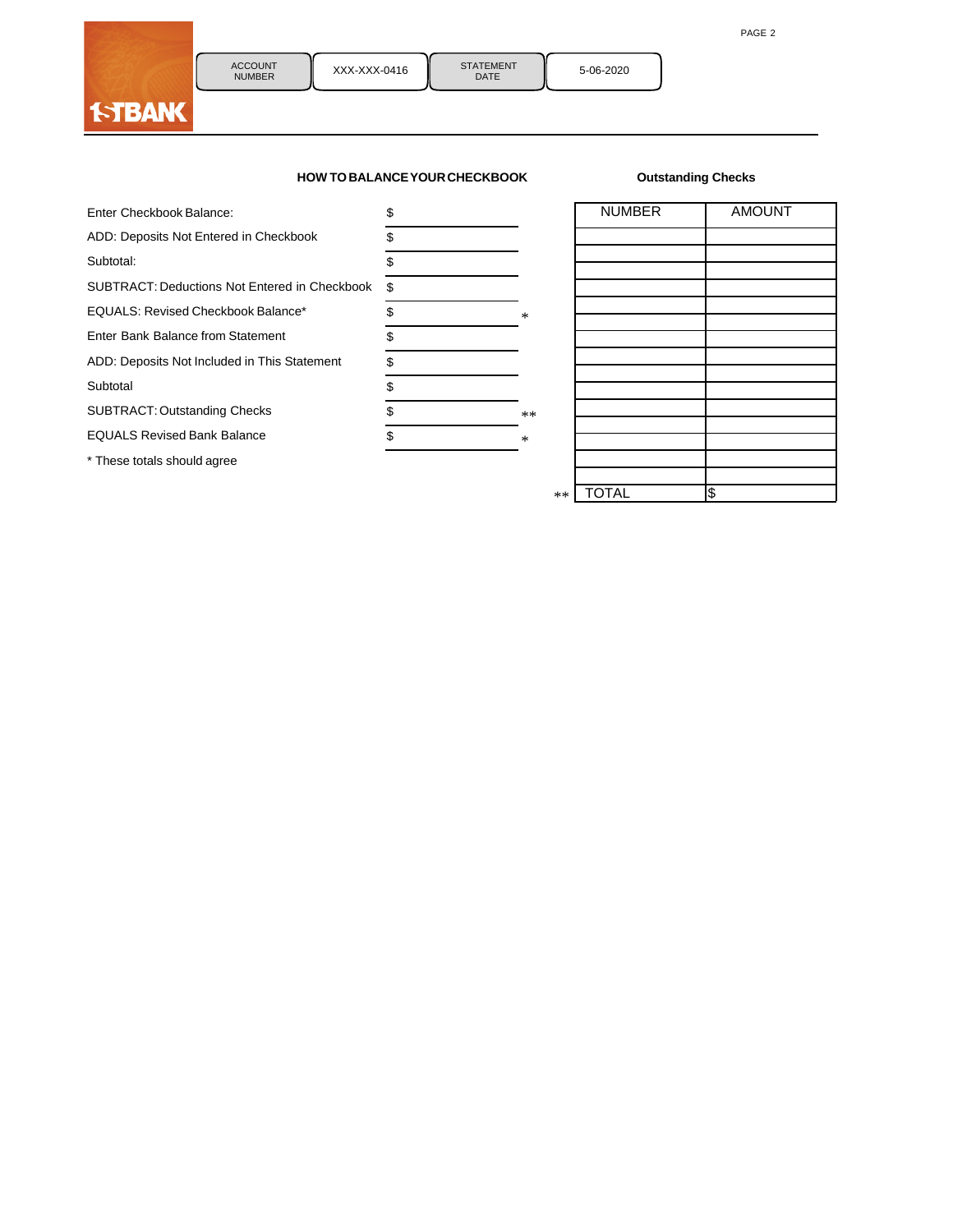1STBANK

| ACCOUNT NUMBER | XXX-XXX-0416 | STATEMENT DATE | 5-06-2020 |
|---|---|---|---|

**HOW TO BALANCE YOUR CHECKBOOK**

| | | |
|---|---|---|
| Enter Checkbook Balance: | $ | |
| ADD: Deposits Not Entered in Checkbook | $ | |
| Subtotal: | $ | |
| SUBTRACT: Deductions Not Entered in Checkbook | $ | |
| EQUALS: Revised Checkbook Balance* | $ | * |
| Enter Bank Balance from Statement | $ | |
| ADD: Deposits Not Included in This Statement | $ | |
| Subtotal | $ | |
| SUBTRACT: Outstanding Checks | $ | ** |
| EQUALS Revised Bank Balance | $ | * |

* These totals should agree

**Outstanding Checks**

| NUMBER | AMOUNT |
|---|---|
| | |
| | |
| | |
| | |
| | |
| | |
| | |
| | |
| | |
| | |
| | |
| | |
| | |
| | |
| | |
| ** TOTAL | $ |